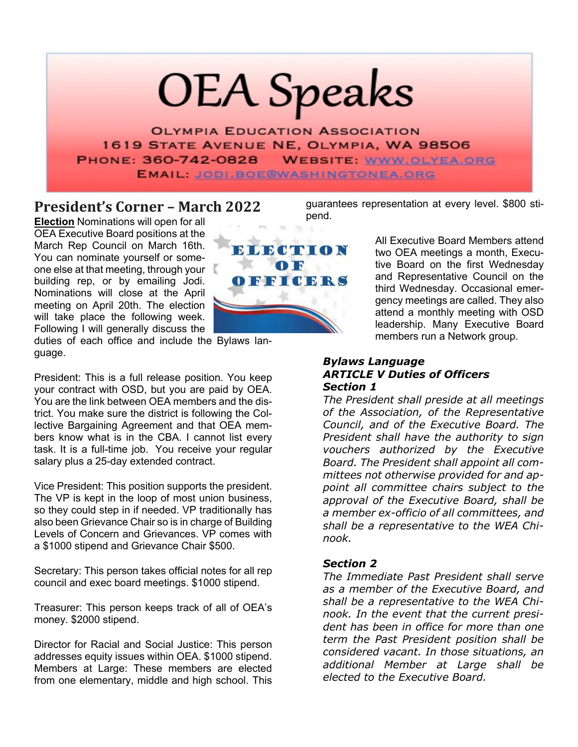# OEA Speaks

OLYMPIA EDUCATION ASSOCIATION
1619 STATE AVENUE NE, OLYMPIA, WA 98506
PHONE: 360-742-0828 WEBSITE: WWW.OLYEA.ORG
EMAIL: JODI.BOE@WASHINGTONEA.ORG

## President's Corner – March 2022

**Election** Nominations will open for all OEA Executive Board positions at the March Rep Council on March 16th. You can nominate yourself or someone else at that meeting, through your building rep, or by emailing Jodi. Nominations will close at the April meeting on April 20th. The election will take place the following week. Following I will generally discuss the duties of each office and include the Bylaws language.

President: This is a full release position. You keep your contract with OSD, but you are paid by OEA. You are the link between OEA members and the district. You make sure the district is following the Collective Bargaining Agreement and that OEA members know what is in the CBA. I cannot list every task. It is a full-time job. You receive your regular salary plus a 25-day extended contract.

Vice President: This position supports the president. The VP is kept in the loop of most union business, so they could step in if needed. VP traditionally has also been Grievance Chair so is in charge of Building Levels of Concern and Grievances. VP comes with a $1000 stipend and Grievance Chair $500.

Secretary: This person takes official notes for all rep council and exec board meetings. $1000 stipend.

Treasurer: This person keeps track of all of OEA's money. $2000 stipend.

Director for Racial and Social Justice: This person addresses equity issues within OEA. $1000 stipend.
Members at Large: These members are elected from one elementary, middle and high school. This guarantees representation at every level. $800 stipend.

All Executive Board Members attend two OEA meetings a month, Executive Board on the first Wednesday and Representative Council on the third Wednesday. Occasional emergency meetings are called. They also attend a monthly meeting with OSD leadership. Many Executive Board members run a Network group.

***Bylaws Language***
***ARTICLE V Duties of Officers***
***Section 1***

*The President shall preside at all meetings of the Association, of the Representative Council, and of the Executive Board. The President shall have the authority to sign vouchers authorized by the Executive Board. The President shall appoint all committees not otherwise provided for and appoint all committee chairs subject to the approval of the Executive Board, shall be a member ex-officio of all committees, and shall be a representative to the WEA Chinook.*

***Section 2***

*The Immediate Past President shall serve as a member of the Executive Board, and shall be a representative to the WEA Chinook. In the event that the current president has been in office for more than one term the Past President position shall be considered vacant. In those situations, an additional Member at Large shall be elected to the Executive Board.*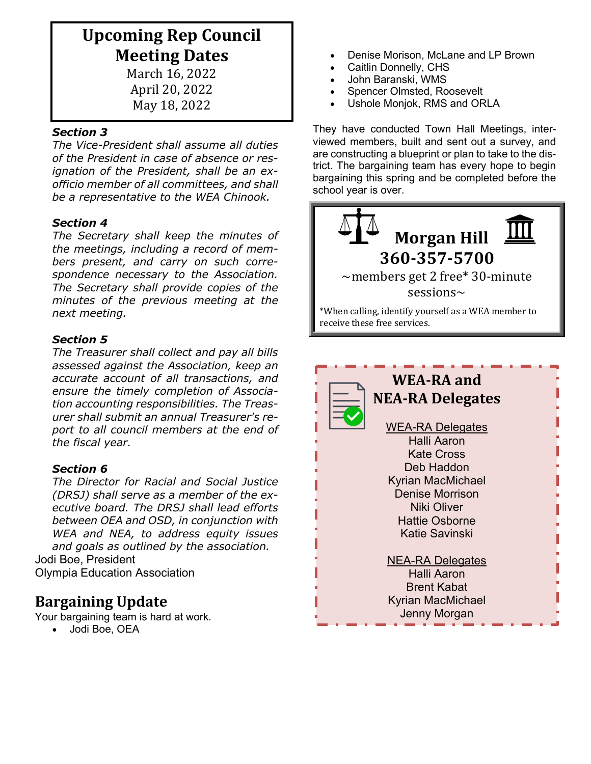## Upcoming Rep Council Meeting Dates

March 16, 2022
April 20, 2022
May 18, 2022

***Section 3***
*The Vice-President shall assume all duties of the President in case of absence or resignation of the President, shall be an ex-officio member of all committees, and shall be a representative to the WEA Chinook.*

***Section 4***
*The Secretary shall keep the minutes of the meetings, including a record of members present, and carry on such correspondence necessary to the Association. The Secretary shall provide copies of the minutes of the previous meeting at the next meeting.*

***Section 5***
*The Treasurer shall collect and pay all bills assessed against the Association, keep an accurate account of all transactions, and ensure the timely completion of Association accounting responsibilities. The Treasurer shall submit an annual Treasurer's report to all council members at the end of the fiscal year.*

***Section 6***
*The Director for Racial and Social Justice (DRSJ) shall serve as a member of the executive board. The DRSJ shall lead efforts between OEA and OSD, in conjunction with WEA and NEA, to address equity issues and goals as outlined by the association.*

Jodi Boe, President
Olympia Education Association

## Bargaining Update

Your bargaining team is hard at work.

- Jodi Boe, OEA
- Denise Morison, McLane and LP Brown
- Caitlin Donnelly, CHS
- John Baranski, WMS
- Spencer Olmsted, Roosevelt
- Ushole Monjok, RMS and ORLA

They have conducted Town Hall Meetings, interviewed members, built and sent out a survey, and are constructing a blueprint or plan to take to the district. The bargaining team has every hope to begin bargaining this spring and be completed before the school year is over.

## Morgan Hill
## 360-357-5700

~members get 2 free* 30-minute sessions~

*When calling, identify yourself as a WEA member to receive these free services.

## WEA-RA and NEA-RA Delegates

WEA-RA Delegates
Halli Aaron
Kate Cross
Deb Haddon
Kyrian MacMichael
Denise Morrison
Niki Oliver
Hattie Osborne
Katie Savinski

NEA-RA Delegates
Halli Aaron
Brent Kabat
Kyrian MacMichael
Jenny Morgan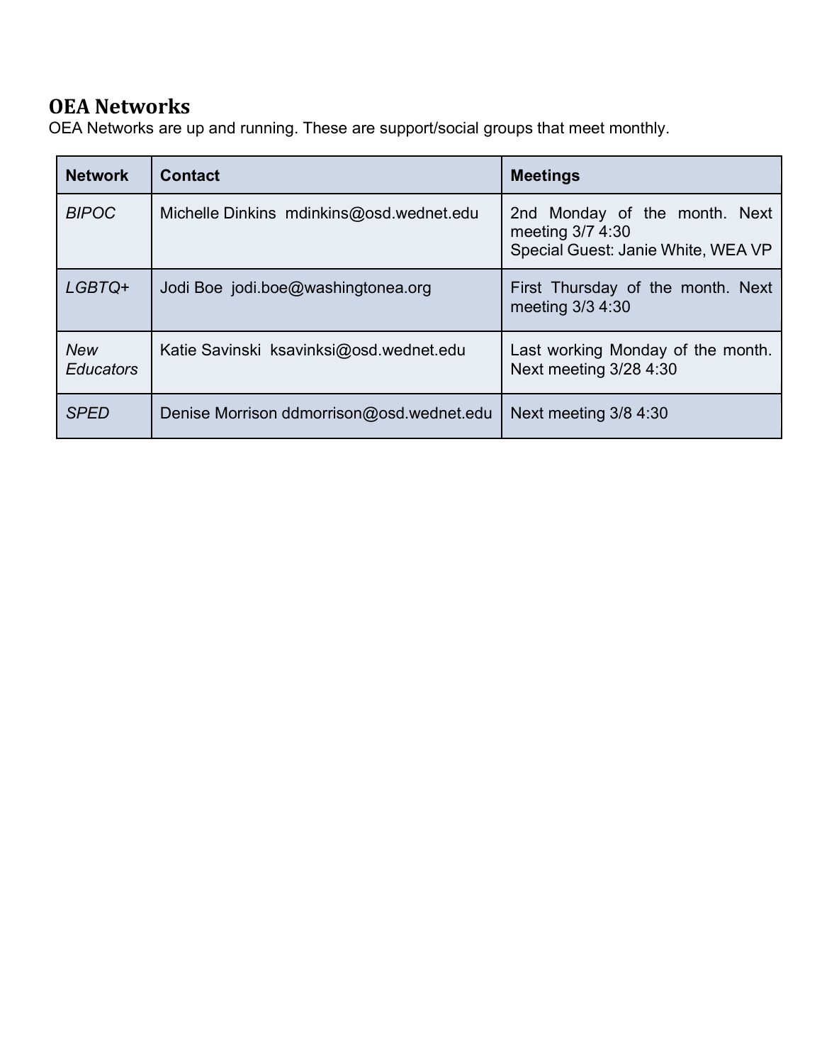## OEA Networks

OEA Networks are up and running. These are support/social groups that meet monthly.

| Network | Contact | Meetings |
|---|---|---|
| *BIPOC* | Michelle Dinkins mdinkins@osd.wednet.edu | 2nd Monday of the month. Next meeting 3/7 4:30<br>Special Guest: Janie White, WEA VP |
| *LGBTQ+* | Jodi Boe jodi.boe@washingtonea.org | First Thursday of the month. Next meeting 3/3 4:30 |
| *New Educators* | Katie Savinski ksavinksi@osd.wednet.edu | Last working Monday of the month. Next meeting 3/28 4:30 |
| *SPED* | Denise Morrison ddmorrison@osd.wednet.edu | Next meeting 3/8 4:30 |